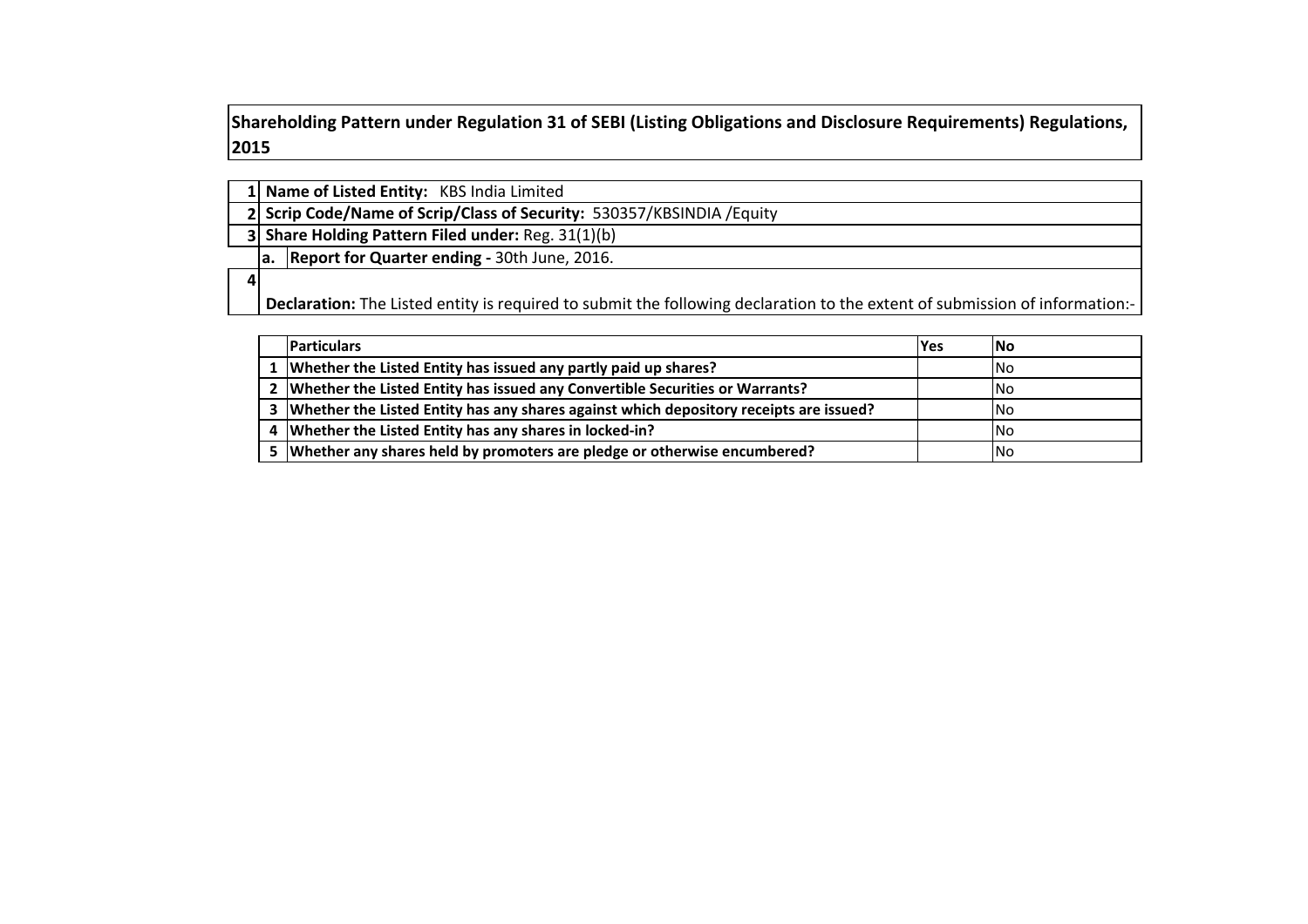# Shareholding Pattern under Regulation 31 of SEBI (Listing Obligations and Disclosure Requirements) Regulations, 2015

| | | |
|---|---|---|
| 1 | **Name of Listed Entity:** KBS India Limited | |
| 2 | **Scrip Code/Name of Scrip/Class of Security:** 530357/KBSINDIA /Equity | |
| 3 | **Share Holding Pattern Filed under:** Reg. 31(1)(b) | |
| | a. | **Report for Quarter ending -** 30th June, 2016. |
| 4 | **Declaration:** The Listed entity is required to submit the following declaration to the extent of submission of information:- | |

| | Particulars | Yes | No |
|---|---|---|---|
| 1 | **Whether the Listed Entity has issued any partly paid up shares?** | | No |
| 2 | **Whether the Listed Entity has issued any Convertible Securities or Warrants?** | | No |
| 3 | **Whether the Listed Entity has any shares against which depository receipts are issued?** | | No |
| 4 | **Whether the Listed Entity has any shares in locked-in?** | | No |
| 5 | **Whether any shares held by promoters are pledge or otherwise encumbered?** | | No |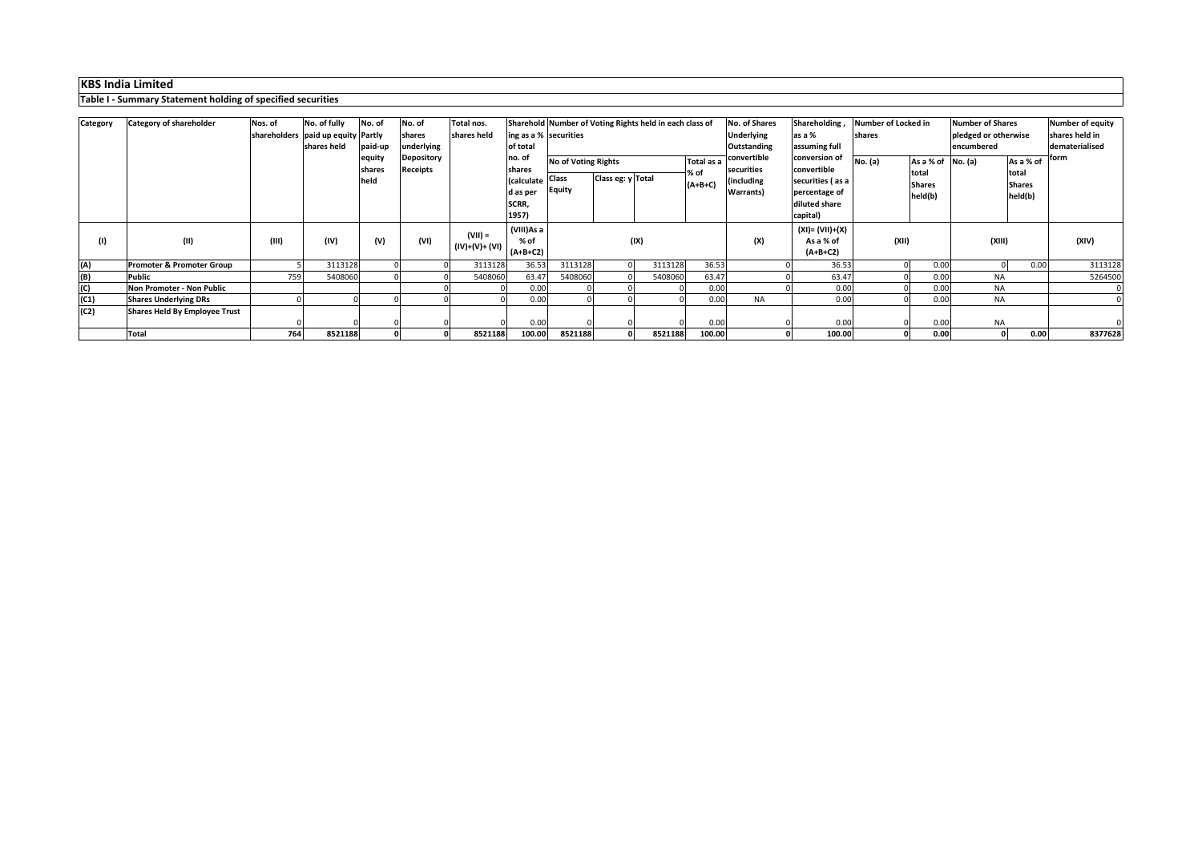# KBS India Limited

## Table I - Summary Statement holding of specified securities

| Category | Category of shareholder | Nos. of shareholders | No. of fully paid up equity shares held | No. of Partly paid-up equity shares held | No. of shares underlying Depository Receipts | Total nos. shares held | Shareholding as a % of total no. of shares (calculated as per SCRR, 1957) | Number of Voting Rights held in each class of securities | | | | No. of Shares Underlying Outstanding convertible securities (including Warrants) | Shareholding , as a % assuming full conversion of convertible securities ( as a percentage of diluted share capital) | Number of Locked in shares | | Number of Shares pledged or otherwise encumbered | | Number of equity shares held in dematerialised form |
|---|---|---|---|---|---|---|---|---|---|---|---|---|---|---|---|---|---|---|
| | | | | | | | | No of Voting Rights | | | Total as a % of (A+B+C) | | | No. (a) | As a % of total Shares held(b) | No. (a) | As a % of total Shares held(b) | |
| | | | | | | | | Class Equity | Class eg: y | Total | | | | | | | | |
| (I) | (II) | (III) | (IV) | (V) | (VI) | (VII) = (IV)+(V)+ (VI) | (VIII)As a % of (A+B+C2) | (IX) | | | | (X) | (XI)= (VII)+(X) As a % of (A+B+C2) | (XII) | | (XIII) | | (XIV) |
| (A) | Promoter & Promoter Group | 5 | 3113128 | 0 | 0 | 3113128 | 36.53 | 3113128 | 0 | 3113128 | 36.53 | 0 | 36.53 | 0 | 0.00 | 0 | 0.00 | 3113128 |
| (B) | Public | 759 | 5408060 | 0 | 0 | 5408060 | 63.47 | 5408060 | 0 | 5408060 | 63.47 | 0 | 63.47 | 0 | 0.00 | NA | | 5264500 |
| (C) | Non Promoter - Non Public | | | | 0 | 0 | 0.00 | 0 | 0 | 0 | 0.00 | 0 | 0.00 | 0 | 0.00 | NA | | 0 |
| (C1) | Shares Underlying DRs | 0 | 0 | 0 | 0 | 0 | 0.00 | 0 | 0 | 0 | 0.00 | NA | 0.00 | 0 | 0.00 | NA | | 0 |
| (C2) | Shares Held By Employee Trust | 0 | 0 | 0 | 0 | 0 | 0.00 | 0 | 0 | 0 | 0.00 | 0 | 0.00 | 0 | 0.00 | NA | | 0 |
| | **Total** | **764** | **8521188** | **0** | **0** | **8521188** | **100.00** | **8521188** | **0** | **8521188** | **100.00** | **0** | **100.00** | **0** | **0.00** | **0** | **0.00** | **8377628** |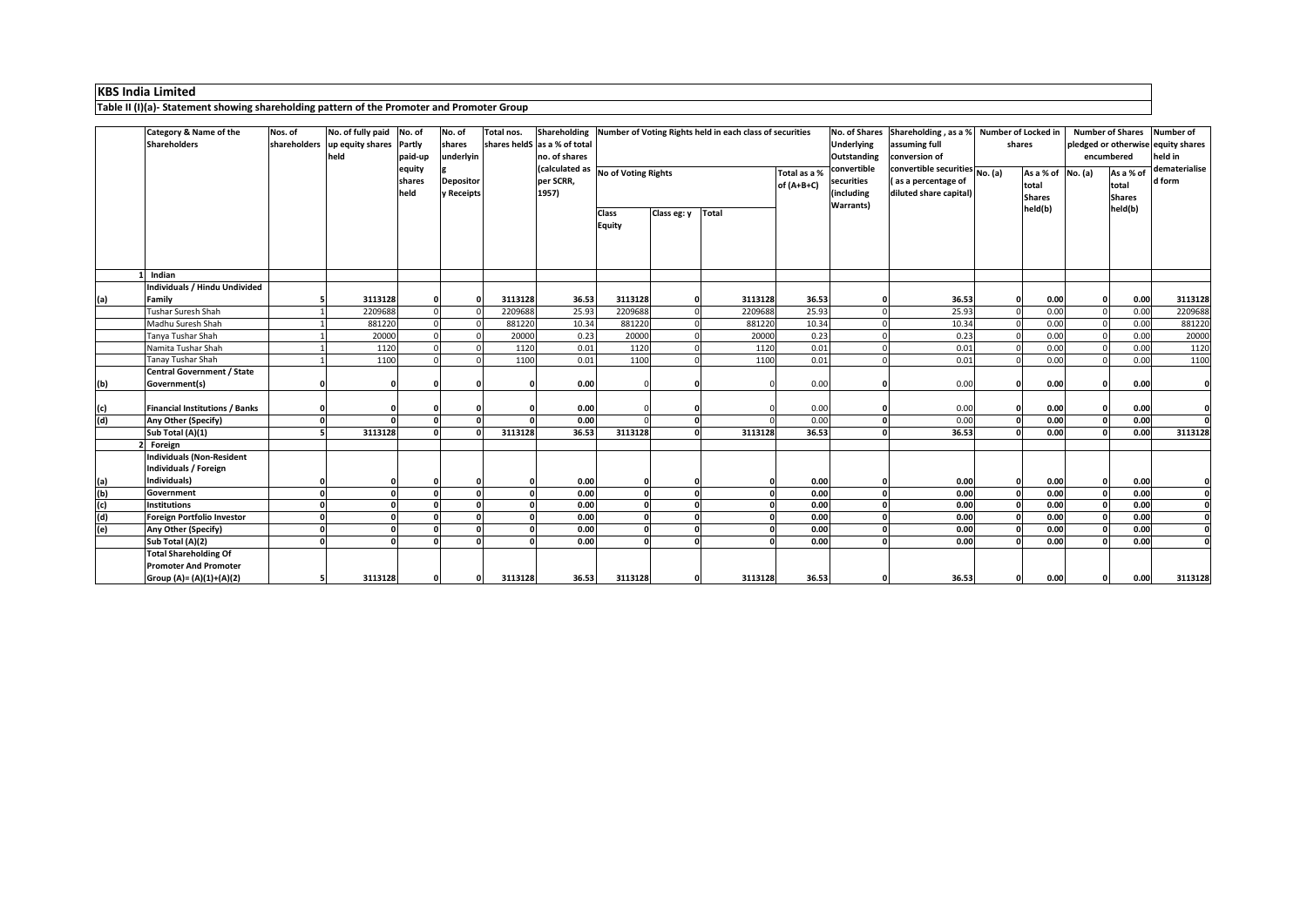# KBS India Limited

## Table II (I)(a)- Statement showing shareholding pattern of the Promoter and Promoter Group

| | Category & Name of the Shareholders | Nos. of shareholders | No. of fully paid up equity shares held | No. of Partly paid-up equity shares held | No. of shares underlying Depository Receipts | Total nos. shares heldS | Shareholding as a % of total no. of shares (calculated as per SCRR, 1957) | Number of Voting Rights held in each class of securities | | | | No. of Shares Underlying Outstanding convertible securities (including Warrants) | Shareholding , as a % assuming full conversion of convertible securities ( as a percentage of diluted share capital) | Number of Locked in shares | | Number of Shares pledged or otherwise encumbered | | Number of equity shares held in dematerialised form |
|---|---|---|---|---|---|---|---|---|---|---|---|---|---|---|---|---|---|---|
| | | | | | | | | No of Voting Rights | | | Total as a % of (A+B+C) | | | No. (a) | As a % of total Shares held(b) | No. (a) | As a % of total Shares held(b) | |
| | | | | | | | | Class Equity | Class eg: y | Total | | | | | | | | |
| 1 | Indian | | | | | | | | | | | | | | | | | |
| (a) | Individuals / Hindu Undivided Family | 5 | 3113128 | 0 | 0 | 3113128 | 36.53 | 3113128 | 0 | 3113128 | 36.53 | 0 | 36.53 | 0 | 0.00 | 0 | 0.00 | 3113128 |
| | Tushar Suresh Shah | 1 | 2209688 | 0 | 0 | 2209688 | 25.93 | 2209688 | 0 | 2209688 | 25.93 | 0 | 25.93 | 0 | 0.00 | 0 | 0.00 | 2209688 |
| | Madhu Suresh Shah | 1 | 881220 | 0 | 0 | 881220 | 10.34 | 881220 | 0 | 881220 | 10.34 | 0 | 10.34 | 0 | 0.00 | 0 | 0.00 | 881220 |
| | Tanya Tushar Shah | 1 | 20000 | 0 | 0 | 20000 | 0.23 | 20000 | 0 | 20000 | 0.23 | 0 | 0.23 | 0 | 0.00 | 0 | 0.00 | 20000 |
| | Namita Tushar Shah | 1 | 1120 | 0 | 0 | 1120 | 0.01 | 1120 | 0 | 1120 | 0.01 | 0 | 0.01 | 0 | 0.00 | 0 | 0.00 | 1120 |
| | Tanay Tushar Shah | 1 | 1100 | 0 | 0 | 1100 | 0.01 | 1100 | 0 | 1100 | 0.01 | 0 | 0.01 | 0 | 0.00 | 0 | 0.00 | 1100 |
| (b) | Central Government / State Government(s) | 0 | 0 | 0 | 0 | 0 | 0.00 | 0 | 0 | 0 | 0.00 | 0 | 0.00 | 0 | 0.00 | 0 | 0.00 | 0 |
| (c) | Financial Institutions / Banks | 0 | 0 | 0 | 0 | 0 | 0.00 | 0 | 0 | 0 | 0.00 | 0 | 0.00 | 0 | 0.00 | 0 | 0.00 | 0 |
| (d) | Any Other (Specify) | 0 | 0 | 0 | 0 | 0 | 0.00 | 0 | 0 | 0 | 0.00 | 0 | 0.00 | 0 | 0.00 | 0 | 0.00 | 0 |
| | Sub Total (A)(1) | 5 | 3113128 | 0 | 0 | 3113128 | 36.53 | 3113128 | 0 | 3113128 | 36.53 | 0 | 36.53 | 0 | 0.00 | 0 | 0.00 | 3113128 |
| 2 | Foreign | | | | | | | | | | | | | | | | | |
| (a) | Individuals (Non-Resident Individuals / Foreign Individuals) | 0 | 0 | 0 | 0 | 0 | 0.00 | 0 | 0 | 0 | 0.00 | 0 | 0.00 | 0 | 0.00 | 0 | 0.00 | 0 |
| (b) | Government | 0 | 0 | 0 | 0 | 0 | 0.00 | 0 | 0 | 0 | 0.00 | 0 | 0.00 | 0 | 0.00 | 0 | 0.00 | 0 |
| (c) | Institutions | 0 | 0 | 0 | 0 | 0 | 0.00 | 0 | 0 | 0 | 0.00 | 0 | 0.00 | 0 | 0.00 | 0 | 0.00 | 0 |
| (d) | Foreign Portfolio Investor | 0 | 0 | 0 | 0 | 0 | 0.00 | 0 | 0 | 0 | 0.00 | 0 | 0.00 | 0 | 0.00 | 0 | 0.00 | 0 |
| (e) | Any Other (Specify) | 0 | 0 | 0 | 0 | 0 | 0.00 | 0 | 0 | 0 | 0.00 | 0 | 0.00 | 0 | 0.00 | 0 | 0.00 | 0 |
| | Sub Total (A)(2) | 0 | 0 | 0 | 0 | 0 | 0.00 | 0 | 0 | 0 | 0.00 | 0 | 0.00 | 0 | 0.00 | 0 | 0.00 | 0 |
| | Total Shareholding Of Promoter And Promoter Group (A)= (A)(1)+(A)(2) | 5 | 3113128 | 0 | 0 | 3113128 | 36.53 | 3113128 | 0 | 3113128 | 36.53 | 0 | 36.53 | 0 | 0.00 | 0 | 0.00 | 3113128 |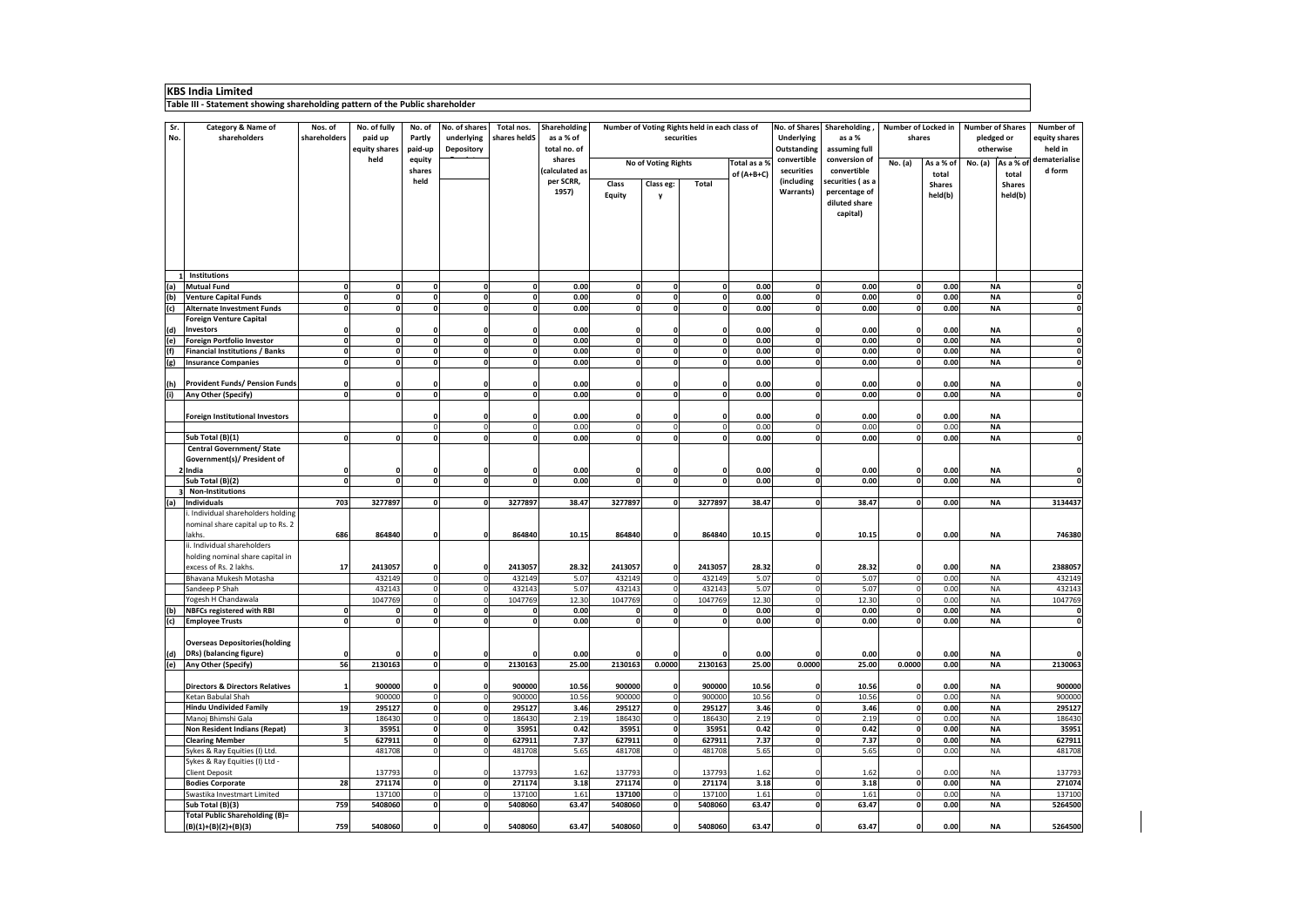# KBS India Limited

## Table III - Statement showing shareholding pattern of the Public shareholder

| Sr. No. | Category & Name of shareholders | Nos. of shareholders | No. of fully paid up equity shares held | No. of Partly paid-up equity shares held | No. of shares underlying Depository Receipts | Total nos. shares heldS | Shareholding as a % of total no. of shares (calculated as per SCRR, 1957) | Number of Voting Rights held in each class of securities | | | | No. of Shares Underlying Outstanding convertible securities (including Warrants) | Shareholding , as a % assuming full conversion of convertible securities ( as a percentage of diluted share capital) | Number of Locked in shares | | Number of Shares pledged or otherwise encumbered | | Number of equity shares held in dematerialised form |
|---|---|---|---|---|---|---|---|---|---|---|---|---|---|---|---|---|---|---|
| | | | | | | | | No of Voting Rights | | | Total as a % of (A+B+C) | | | No. (a) | As a % of total Shares held(b) | No. (a) | As a % of total Shares held(b) | |
| | | | | | | | | Class Equity | Class eg: y | Total | | | | | | | | |
| 1 | Institutions | | | | | | | | | | | | | | | | | |
| (a) | Mutual Fund | 0 | 0 | 0 | 0 | 0 | 0.00 | 0 | 0 | 0 | 0.00 | 0 | 0.00 | 0 | 0.00 | NA | | 0 |
| (b) | Venture Capital Funds | 0 | 0 | 0 | 0 | 0 | 0.00 | 0 | 0 | 0 | 0.00 | 0 | 0.00 | 0 | 0.00 | NA | | 0 |
| (c) | Alternate Investment Funds | 0 | 0 | 0 | 0 | 0 | 0.00 | 0 | 0 | 0 | 0.00 | 0 | 0.00 | 0 | 0.00 | NA | | 0 |
| (d) | Foreign Venture Capital Investors | 0 | 0 | 0 | 0 | 0 | 0.00 | 0 | 0 | 0 | 0.00 | 0 | 0.00 | 0 | 0.00 | NA | | 0 |
| (e) | Foreign Portfolio Investor | 0 | 0 | 0 | 0 | 0 | 0.00 | 0 | 0 | 0 | 0.00 | 0 | 0.00 | 0 | 0.00 | NA | | 0 |
| (f) | Financial Institutions / Banks | 0 | 0 | 0 | 0 | 0 | 0.00 | 0 | 0 | 0 | 0.00 | 0 | 0.00 | 0 | 0.00 | NA | | 0 |
| (g) | Insurance Companies | 0 | 0 | 0 | 0 | 0 | 0.00 | 0 | 0 | 0 | 0.00 | 0 | 0.00 | 0 | 0.00 | NA | | 0 |
| (h) | Provident Funds/ Pension Funds | 0 | 0 | 0 | 0 | 0 | 0.00 | 0 | 0 | 0 | 0.00 | 0 | 0.00 | 0 | 0.00 | NA | | 0 |
| (i) | Any Other (Specify) | 0 | 0 | 0 | 0 | 0 | 0.00 | 0 | 0 | 0 | 0.00 | 0 | 0.00 | 0 | 0.00 | NA | | 0 |
| | Foreign Institutional Investors | | | 0 | 0 | 0 | 0.00 | 0 | 0 | 0 | 0.00 | 0 | 0.00 | 0 | 0.00 | NA | | |
| | | | | 0 | 0 | 0 | 0.00 | 0 | 0 | 0 | 0.00 | 0 | 0.00 | 0 | 0.00 | NA | | |
| | Sub Total (B)(1) | 0 | 0 | 0 | 0 | 0 | 0.00 | 0 | 0 | 0 | 0.00 | 0 | 0.00 | 0 | 0.00 | NA | | 0 |
| 2 | Central Government/ State Government(s)/ President of India | 0 | 0 | 0 | 0 | 0 | 0.00 | 0 | 0 | 0 | 0.00 | 0 | 0.00 | 0 | 0.00 | NA | | 0 |
| | Sub Total (B)(2) | 0 | 0 | 0 | 0 | 0 | 0.00 | 0 | 0 | 0 | 0.00 | 0 | 0.00 | 0 | 0.00 | NA | | 0 |
| 3 | Non-Institutions | | | | | | | | | | | | | | | | | |
| (a) | Individuals | 703 | 3277897 | 0 | 0 | 3277897 | 38.47 | 3277897 | 0 | 3277897 | 38.47 | 0 | 38.47 | 0 | 0.00 | NA | | 3134437 |
| | i. Individual shareholders holding nominal share capital up to Rs. 2 lakhs. | 686 | 864840 | 0 | 0 | 864840 | 10.15 | 864840 | 0 | 864840 | 10.15 | 0 | 10.15 | 0 | 0.00 | NA | | 746380 |
| | ii. Individual shareholders holding nominal share capital in excess of Rs. 2 lakhs. | 17 | 2413057 | 0 | 0 | 2413057 | 28.32 | 2413057 | 0 | 2413057 | 28.32 | 0 | 28.32 | 0 | 0.00 | NA | | 2388057 |
| | Bhavana Mukesh Motasha | | 432149 | 0 | 0 | 432149 | 5.07 | 432149 | 0 | 432149 | 5.07 | 0 | 5.07 | 0 | 0.00 | NA | | 432149 |
| | Sandeep P Shah | | 432143 | 0 | 0 | 432143 | 5.07 | 432143 | 0 | 432143 | 5.07 | 0 | 5.07 | 0 | 0.00 | NA | | 432143 |
| | Yogesh H Chandawala | | 1047769 | 0 | 0 | 1047769 | 12.30 | 1047769 | 0 | 1047769 | 12.30 | 0 | 12.30 | 0 | 0.00 | NA | | 1047769 |
| (b) | NBFCs registered with RBI | 0 | 0 | 0 | 0 | 0 | 0.00 | 0 | 0 | 0 | 0.00 | 0 | 0.00 | 0 | 0.00 | NA | | 0 |
| (c) | Employee Trusts | 0 | 0 | 0 | 0 | 0 | 0.00 | 0 | 0 | 0 | 0.00 | 0 | 0.00 | 0 | 0.00 | NA | | 0 |
| (d) | Overseas Depositories(holding DRs) (balancing figure) | 0 | 0 | 0 | 0 | 0 | 0.00 | 0 | 0 | 0 | 0.00 | 0 | 0.00 | 0 | 0.00 | NA | | 0 |
| (e) | Any Other (Specify) | 56 | 2130163 | 0 | 0 | 2130163 | 25.00 | 2130163 | 0.0000 | 2130163 | 25.00 | 0.0000 | 25.00 | 0.0000 | 0.00 | NA | | 2130063 |
| | Directors & Directors Relatives | 1 | 900000 | 0 | 0 | 900000 | 10.56 | 900000 | 0 | 900000 | 10.56 | 0 | 10.56 | 0 | 0.00 | NA | | 900000 |
| | Ketan Babulal Shah | | 900000 | 0 | 0 | 900000 | 10.56 | 900000 | 0 | 900000 | 10.56 | 0 | 10.56 | 0 | 0.00 | NA | | 900000 |
| | Hindu Undivided Family | 19 | 295127 | 0 | 0 | 295127 | 3.46 | 295127 | 0 | 295127 | 3.46 | 0 | 3.46 | 0 | 0.00 | NA | | 295127 |
| | Manoj Bhimshi Gala | | 186430 | 0 | 0 | 186430 | 2.19 | 186430 | 0 | 186430 | 2.19 | 0 | 2.19 | 0 | 0.00 | NA | | 186430 |
| | Non Resident Indians (Repat) | 3 | 35951 | 0 | 0 | 35951 | 0.42 | 35951 | 0 | 35951 | 0.42 | 0 | 0.42 | 0 | 0.00 | NA | | 35951 |
| | Clearing Member | 5 | 627911 | 0 | 0 | 627911 | 7.37 | 627911 | 0 | 627911 | 7.37 | 0 | 7.37 | 0 | 0.00 | NA | | 627911 |
| | Sykes & Ray Equities (I) Ltd. | | 481708 | 0 | 0 | 481708 | 5.65 | 481708 | 0 | 481708 | 5.65 | 0 | 5.65 | 0 | 0.00 | NA | | 481708 |
| | Sykes & Ray Equities (I) Ltd - Client Deposit | | 137793 | 0 | 0 | 137793 | 1.62 | 137793 | 0 | 137793 | 1.62 | 0 | 1.62 | 0 | 0.00 | NA | | 137793 |
| | Bodies Corporate | 28 | 271174 | 0 | 0 | 271174 | 3.18 | 271174 | 0 | 271174 | 3.18 | 0 | 3.18 | 0 | 0.00 | NA | | 271074 |
| | Swastika Investmart Limited | | 137100 | 0 | 0 | 137100 | 1.61 | 137100 | 0 | 137100 | 1.61 | 0 | 1.61 | 0 | 0.00 | NA | | 137100 |
| | Sub Total (B)(3) | 759 | 5408060 | 0 | 0 | 5408060 | 63.47 | 5408060 | 0 | 5408060 | 63.47 | 0 | 63.47 | 0 | 0.00 | NA | | 5264500 |
| | Total Public Shareholding (B)= (B)(1)+(B)(2)+(B)(3) | 759 | 5408060 | 0 | 0 | 5408060 | 63.47 | 5408060 | 0 | 5408060 | 63.47 | 0 | 63.47 | 0 | 0.00 | NA | | 5264500 |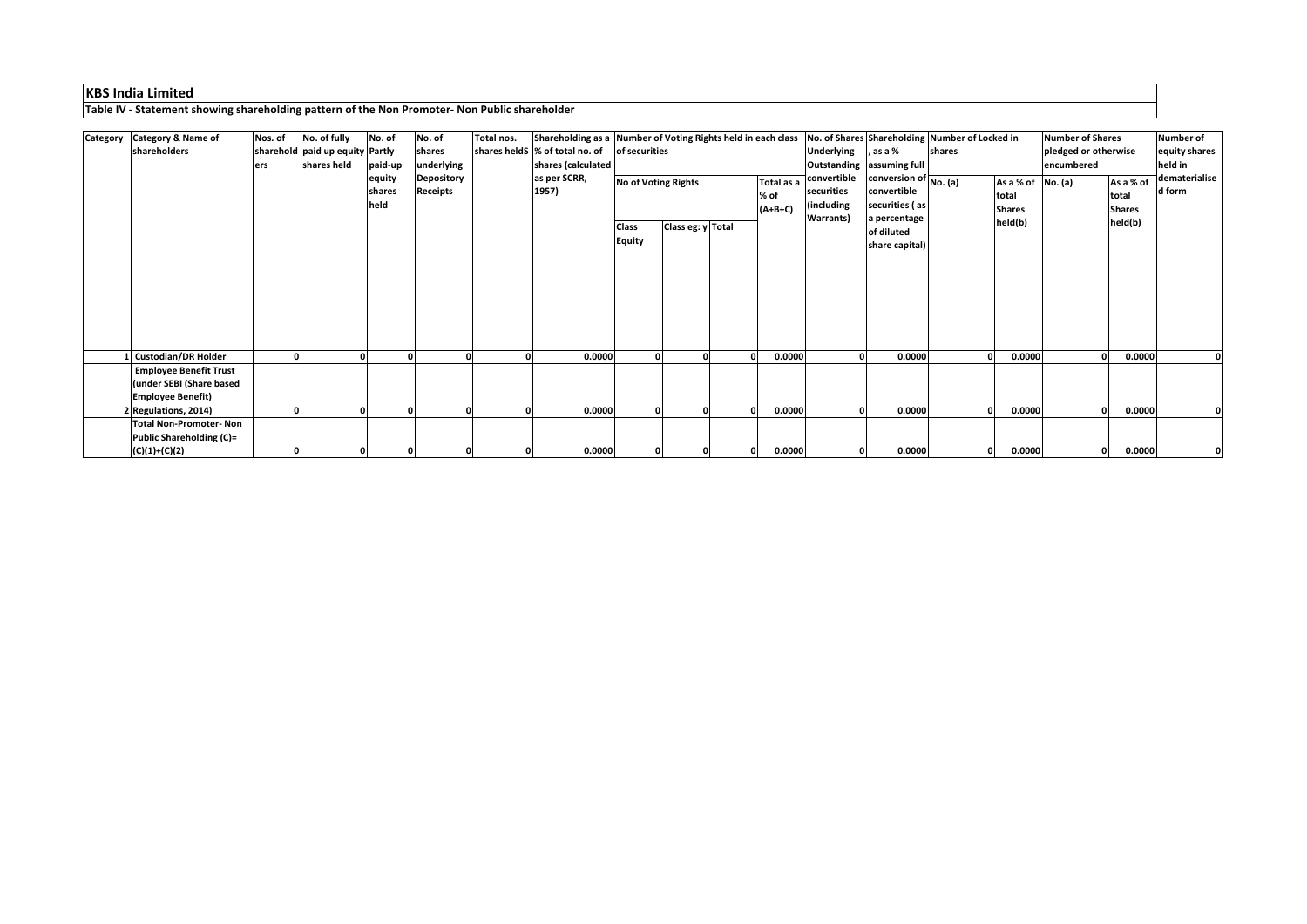# KBS India Limited

**Table IV - Statement showing shareholding pattern of the Non Promoter- Non Public shareholder**

| Category | Category & Name of shareholders | Nos. of shareholders | No. of fully paid up equity shares held | No. of Partly paid-up equity shares held | No. of shares underlying Depository Receipts | Total nos. shares heldS | Shareholding as a % of total no. of shares (calculated as per SCRR, 1957) | Number of Voting Rights held in each class of securities | | | | No. of Shares Underlying Outstanding convertible securities (including Warrants) | Shareholding , as a % assuming full conversion of convertible securities ( as a percentage of diluted share capital) | Number of Locked in shares | | Number of Shares pledged or otherwise encumbered | | Number of equity shares held in dematerialised form |
|---|---|---|---|---|---|---|---|---|---|---|---|---|---|---|---|---|---|---|
| | | | | | | | | No of Voting Rights | | | Total as a % of (A+B+C) | | | No. (a) | As a % of total Shares held(b) | No. (a) | As a % of total Shares held(b) | |
| | | | | | | | | Class Equity | Class eg: y | Total | | | | | | | | |
| 1 | Custodian/DR Holder | 0 | 0 | 0 | 0 | 0 | 0.0000 | 0 | 0 | 0 | 0.0000 | 0 | 0.0000 | 0 | 0.0000 | 0 | 0.0000 | 0 |
| 2 | Employee Benefit Trust (under SEBI (Share based Employee Benefit) Regulations, 2014) | 0 | 0 | 0 | 0 | 0 | 0.0000 | 0 | 0 | 0 | 0.0000 | 0 | 0.0000 | 0 | 0.0000 | 0 | 0.0000 | 0 |
| | Total Non-Promoter- Non Public Shareholding (C)= (C)(1)+(C)(2) | 0 | 0 | 0 | 0 | 0 | 0.0000 | 0 | 0 | 0 | 0.0000 | 0 | 0.0000 | 0 | 0.0000 | 0 | 0.0000 | 0 |